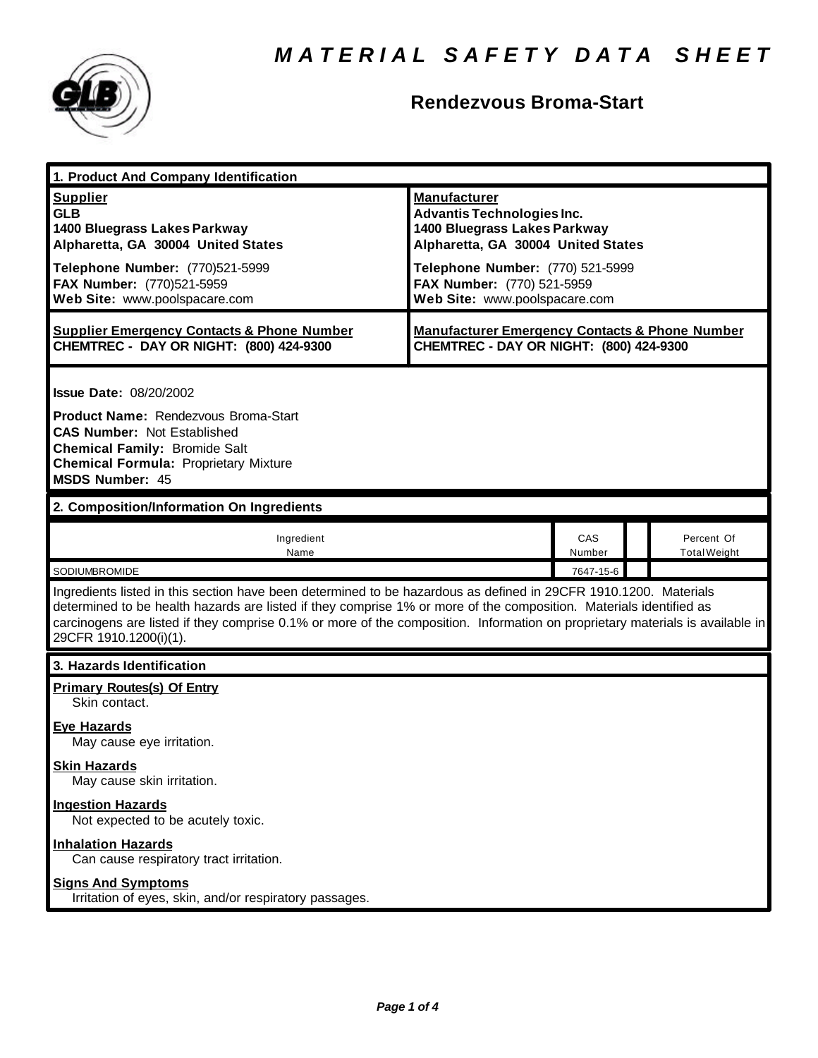# MATERIAL SAFETY DATA SHEET

## Rendezvous Broma-Start

### 1. Product And Company Identification

**Supplier**
**GLB**
**1400 Bluegrass Lakes Parkway**
**Alpharetta, GA 30004 United States**

**Telephone Number:** (770)521-5999
**FAX Number:** (770)521-5959
**Web Site:** www.poolspacare.com

**Manufacturer**
**Advantis Technologies Inc.**
**1400 Bluegrass Lakes Parkway**
**Alpharetta, GA 30004 United States**

**Telephone Number:** (770) 521-5999
**FAX Number:** (770) 521-5959
**Web Site:** www.poolspacare.com

**Supplier Emergency Contacts & Phone Number**
**CHEMTREC - DAY OR NIGHT: (800) 424-9300**

**Manufacturer Emergency Contacts & Phone Number**
**CHEMTREC - DAY OR NIGHT: (800) 424-9300**

**Issue Date:** 08/20/2002

**Product Name:** Rendezvous Broma-Start
**CAS Number:** Not Established
**Chemical Family:** Bromide Salt
**Chemical Formula:** Proprietary Mixture
**MSDS Number:** 45

### 2. Composition/Information On Ingredients

| Ingredient Name | CAS Number | | Percent Of Total Weight |
|---|---|---|---|
| SODIUMBROMIDE | 7647-15-6 | | |

Ingredients listed in this section have been determined to be hazardous as defined in 29CFR 1910.1200. Materials determined to be health hazards are listed if they comprise 1% or more of the composition. Materials identified as carcinogens are listed if they comprise 0.1% or more of the composition. Information on proprietary materials is available in 29CFR 1910.1200(i)(1).

### 3. Hazards Identification

**Primary Routes(s) Of Entry**
Skin contact.

**Eye Hazards**
May cause eye irritation.

**Skin Hazards**
May cause skin irritation.

**Ingestion Hazards**
Not expected to be acutely toxic.

**Inhalation Hazards**
Can cause respiratory tract irritation.

**Signs And Symptoms**
Irritation of eyes, skin, and/or respiratory passages.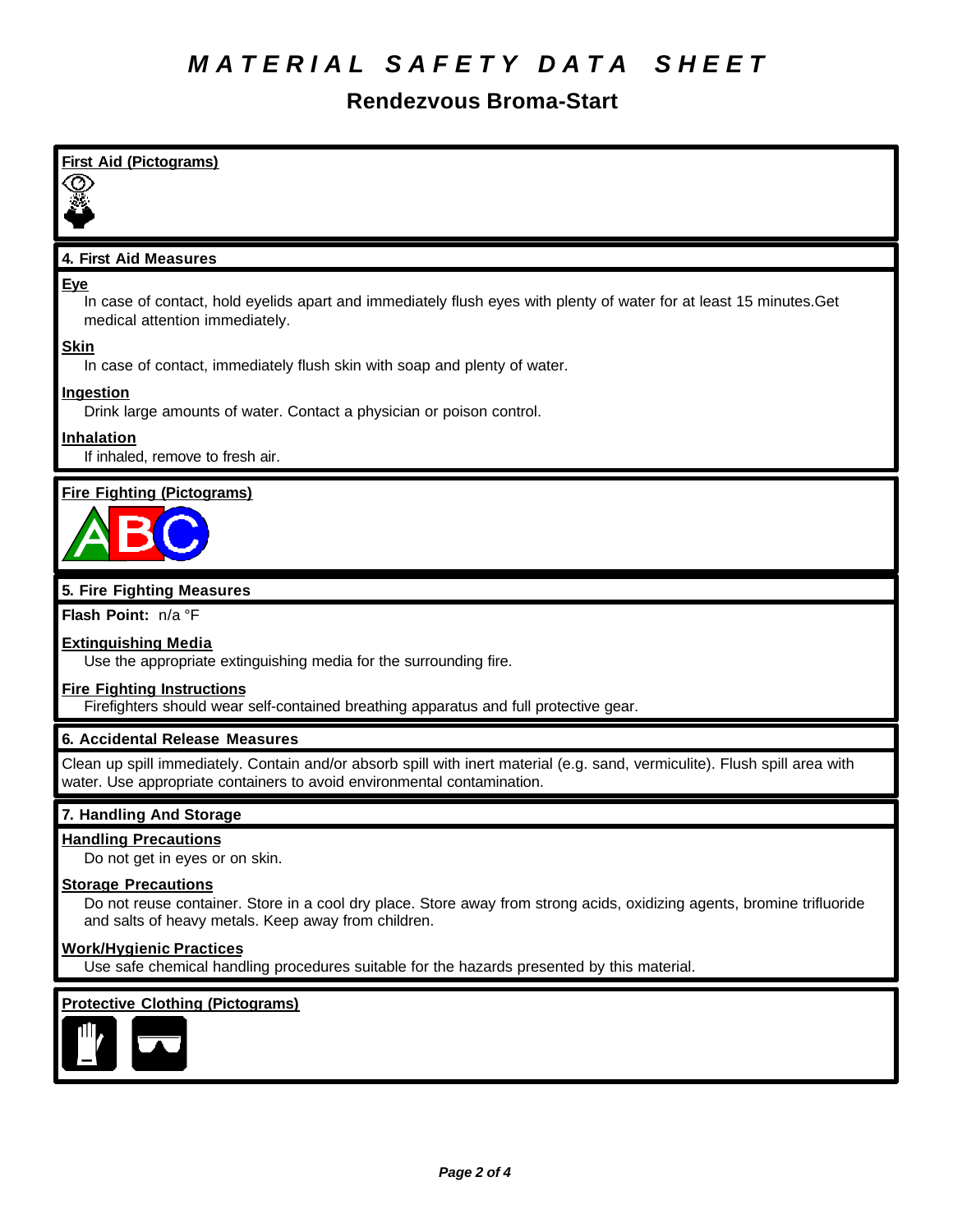# MATERIAL SAFETY DATA SHEET

## Rendezvous Broma-Start

### First Aid (Pictograms)

### 4. First Aid Measures

**Eye**

In case of contact, hold eyelids apart and immediately flush eyes with plenty of water for at least 15 minutes.Get medical attention immediately.

**Skin**

In case of contact, immediately flush skin with soap and plenty of water.

**Ingestion**

Drink large amounts of water. Contact a physician or poison control.

**Inhalation**

If inhaled, remove to fresh air.

### Fire Fighting (Pictograms)

### 5. Fire Fighting Measures

**Flash Point:** n/a °F

**Extinguishing Media**

Use the appropriate extinguishing media for the surrounding fire.

**Fire Fighting Instructions**

Firefighters should wear self-contained breathing apparatus and full protective gear.

### 6. Accidental Release Measures

Clean up spill immediately. Contain and/or absorb spill with inert material (e.g. sand, vermiculite). Flush spill area with water. Use appropriate containers to avoid environmental contamination.

### 7. Handling And Storage

**Handling Precautions**

Do not get in eyes or on skin.

**Storage Precautions**

Do not reuse container. Store in a cool dry place. Store away from strong acids, oxidizing agents, bromine trifluoride and salts of heavy metals. Keep away from children.

**Work/Hygienic Practices**

Use safe chemical handling procedures suitable for the hazards presented by this material.

### Protective Clothing (Pictograms)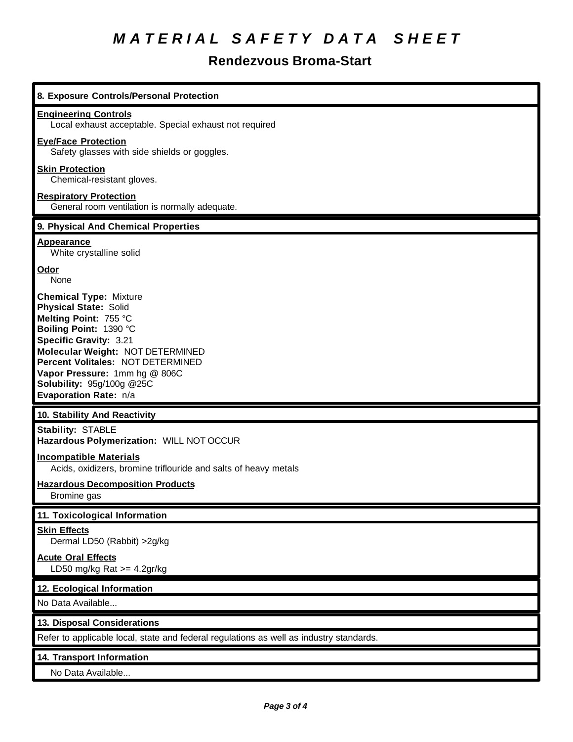# MATERIAL SAFETY DATA SHEET

## Rendezvous Broma-Start

### 8. Exposure Controls/Personal Protection

**Engineering Controls**
Local exhaust acceptable. Special exhaust not required

**Eye/Face Protection**
Safety glasses with side shields or goggles.

**Skin Protection**
Chemical-resistant gloves.

**Respiratory Protection**
General room ventilation is normally adequate.

### 9. Physical And Chemical Properties

**Appearance**
White crystalline solid

**Odor**
None

**Chemical Type:** Mixture
**Physical State:** Solid
**Melting Point:** 755 °C
**Boiling Point:** 1390 °C
**Specific Gravity:** 3.21
**Molecular Weight:** NOT DETERMINED
**Percent Volitales:** NOT DETERMINED
**Vapor Pressure:** 1mm hg @ 806C
**Solubility:** 95g/100g @25C
**Evaporation Rate:** n/a

### 10. Stability And Reactivity

**Stability:** STABLE
**Hazardous Polymerization:** WILL NOT OCCUR

**Incompatible Materials**
Acids, oxidizers, bromine triflouride and salts of heavy metals

**Hazardous Decomposition Products**
Bromine gas

### 11. Toxicological Information

**Skin Effects**
Dermal LD50 (Rabbit) >2g/kg

**Acute Oral Effects**
LD50 mg/kg Rat >= 4.2gr/kg

### 12. Ecological Information

No Data Available...

### 13. Disposal Considerations

Refer to applicable local, state and federal regulations as well as industry standards.

### 14. Transport Information

No Data Available...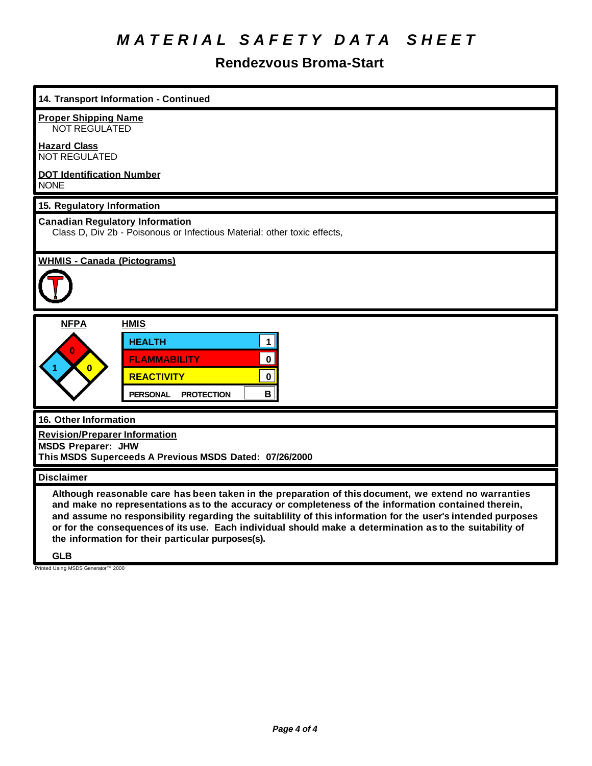# MATERIAL SAFETY DATA SHEET

## Rendezvous Broma-Start

### 14. Transport Information - Continued

**Proper Shipping Name**
NOT REGULATED

**Hazard Class**
NOT REGULATED

**DOT Identification Number**
NONE

### 15. Regulatory Information

**Canadian Regulatory Information**
Class D, Div 2b - Poisonous or Infectious Material: other toxic effects,

**WHMIS - Canada (Pictograms)**

**NFPA**

0
1 0

**HMIS**

| | |
|---|---|
| HEALTH | 1 |
| FLAMMABILITY | 0 |
| REACTIVITY | 0 |
| PERSONAL PROTECTION | B |

### 16. Other Information

**Revision/Preparer Information**
**MSDS Preparer: JHW**
**This MSDS Superceeds A Previous MSDS Dated: 07/26/2000**

### Disclaimer

**Although reasonable care has been taken in the preparation of this document, we extend no warranties and make no representations as to the accuracy or completeness of the information contained therein, and assume no responsibility regarding the suitablility of this information for the user's intended purposes or for the consequences of its use. Each individual should make a determination as to the suitability of the information for their particular purposes(s).**

**GLB**

Printed Using MSDS Generator™ 2000